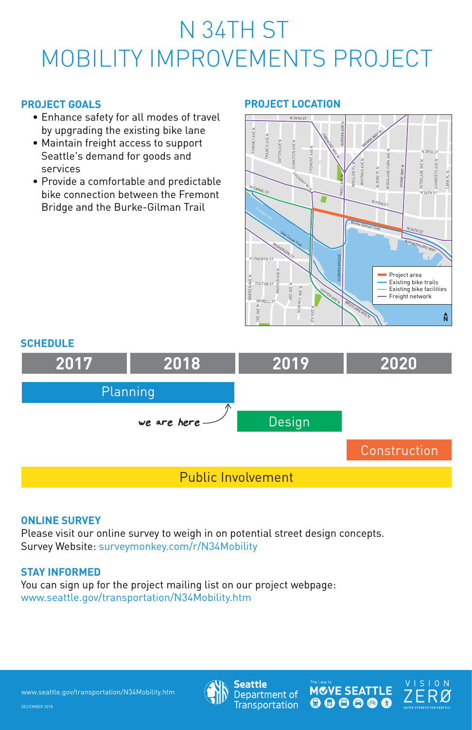# N 34TH ST MOBILITY IMPROVEMENTS PROJECT

## PROJECT GOALS

- Enhance safety for all modes of travel by upgrading the existing bike lane
- Maintain freight access to support Seattle's demand for goods and services
- Provide a comfortable and predictable bike connection between the Fremont Bridge and the Burke-Gilman Trail

## PROJECT LOCATION

Project area
Existing bike trails
Existing bike facilities
Freight network

## SCHEDULE

| 2017 | 2018 | 2019 | 2020 |
|---|---|---|---|
| Planning | Planning | | |
| | *we are here* (end of 2018) | Design | |
| | | | Construction |
| Public Involvement | Public Involvement | Public Involvement | Public Involvement |

## ONLINE SURVEY

Please visit our online survey to weigh in on potential street design concepts.
Survey Website: surveymonkey.com/r/N34Mobility

## STAY INFORMED

You can sign up for the project mailing list on our project webpage:
www.seattle.gov/transportation/N34Mobility.htm

www.seattle.gov/transportation/N34Mobility.htm

DECEMBER 2018

Seattle Department of Transportation

The Levy to MOVE SEATTLE

VISION ZERO — SAFER STREETS FOR SEATTLE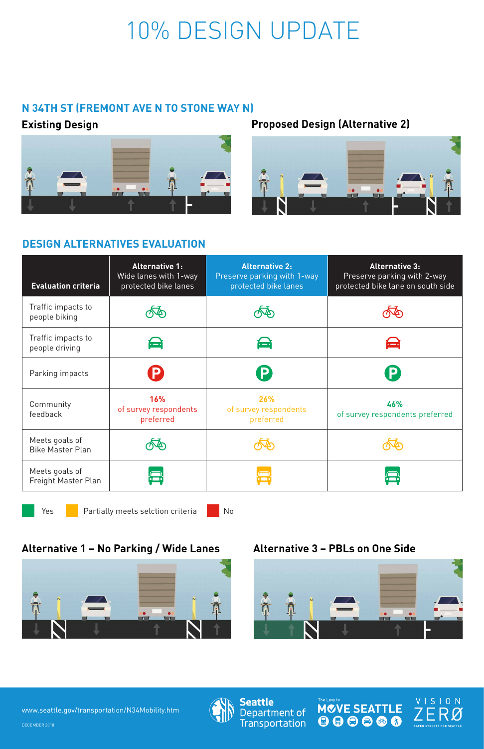# 10% DESIGN UPDATE

## N 34TH ST (FREMONT AVE N TO STONE WAY N)

### Existing Design

### Proposed Design (Alternative 2)

## DESIGN ALTERNATIVES EVALUATION

| Evaluation criteria | Alternative 1: Wide lanes with 1-way protected bike lanes | Alternative 2: Preserve parking with 1-way protected bike lanes | Alternative 3: Preserve parking with 2-way protected bike lane on south side |
|---|---|---|---|
| Traffic impacts to people biking | Yes | Yes | No |
| Traffic impacts to people driving | Yes | Yes | No |
| Parking impacts | No | Yes | Yes |
| Community feedback | 16% of survey respondents preferred | 26% of survey respondents preferred | 46% of survey respondents preferred |
| Meets goals of Bike Master Plan | Yes | Partially | Partially |
| Meets goals of Freight Master Plan | Yes | Partially | Yes |

Yes | Partially meets selction criteria | No

### Alternative 1 – No Parking / Wide Lanes

### Alternative 3 – PBLs on One Side

www.seattle.gov/transportation/N34Mobility.htm

DECEMBER 2018

Seattle Department of Transportation

The Levy to MOVE SEATTLE

VISION ZERO SAFER STREETS FOR SEATTLE